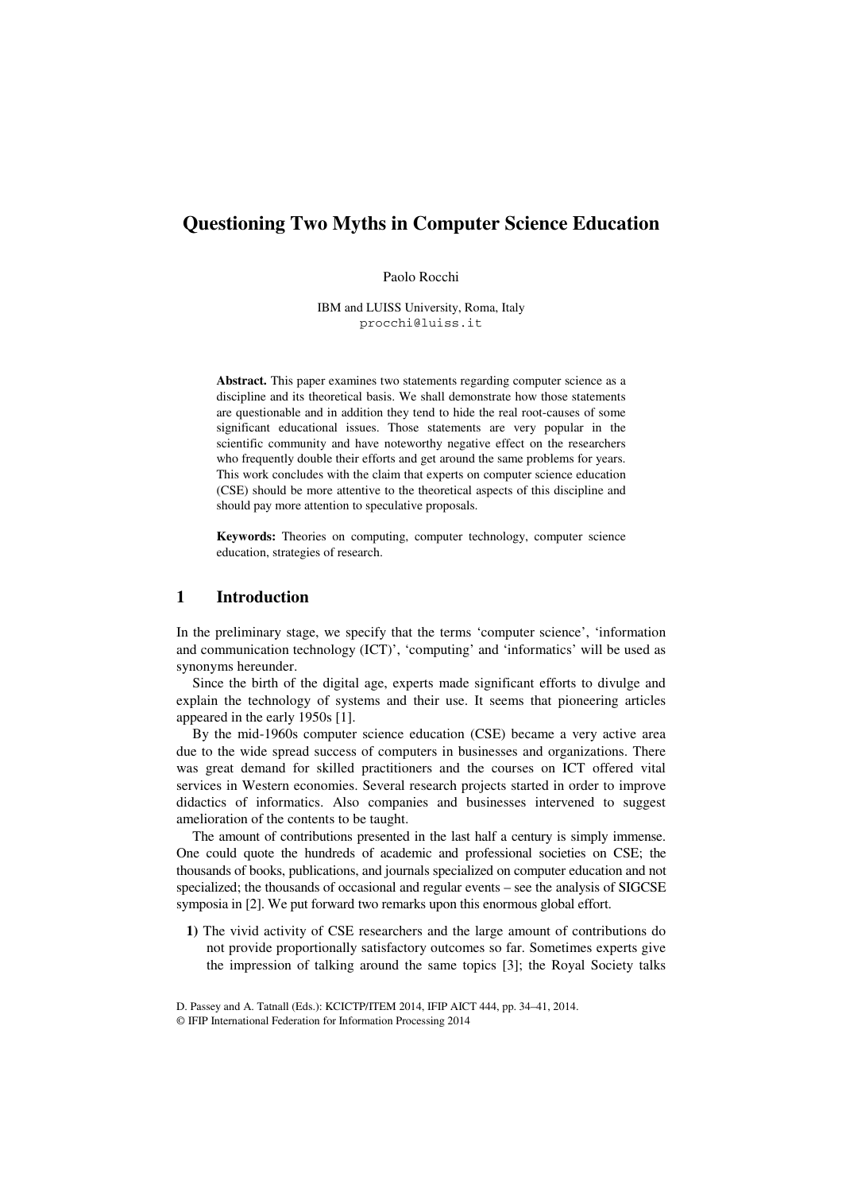# Questioning Two Myths in Computer Science Education

Paolo Rocchi

IBM and LUISS University, Roma, Italy
procchi@luiss.it

**Abstract.** This paper examines two statements regarding computer science as a discipline and its theoretical basis. We shall demonstrate how those statements are questionable and in addition they tend to hide the real root-causes of some significant educational issues. Those statements are very popular in the scientific community and have noteworthy negative effect on the researchers who frequently double their efforts and get around the same problems for years. This work concludes with the claim that experts on computer science education (CSE) should be more attentive to the theoretical aspects of this discipline and should pay more attention to speculative proposals.

**Keywords:** Theories on computing, computer technology, computer science education, strategies of research.

## 1 Introduction

In the preliminary stage, we specify that the terms 'computer science', 'information and communication technology (ICT)', 'computing' and 'informatics' will be used as synonyms hereunder.

Since the birth of the digital age, experts made significant efforts to divulge and explain the technology of systems and their use. It seems that pioneering articles appeared in the early 1950s [1].

By the mid-1960s computer science education (CSE) became a very active area due to the wide spread success of computers in businesses and organizations. There was great demand for skilled practitioners and the courses on ICT offered vital services in Western economies. Several research projects started in order to improve didactics of informatics. Also companies and businesses intervened to suggest amelioration of the contents to be taught.

The amount of contributions presented in the last half a century is simply immense. One could quote the hundreds of academic and professional societies on CSE; the thousands of books, publications, and journals specialized on computer education and not specialized; the thousands of occasional and regular events – see the analysis of SIGCSE symposia in [2]. We put forward two remarks upon this enormous global effort.

**1)** The vivid activity of CSE researchers and the large amount of contributions do not provide proportionally satisfactory outcomes so far. Sometimes experts give the impression of talking around the same topics [3]; the Royal Society talks

D. Passey and A. Tatnall (Eds.): KCICTP/ITEM 2014, IFIP AICT 444, pp. 34–41, 2014.
© IFIP International Federation for Information Processing 2014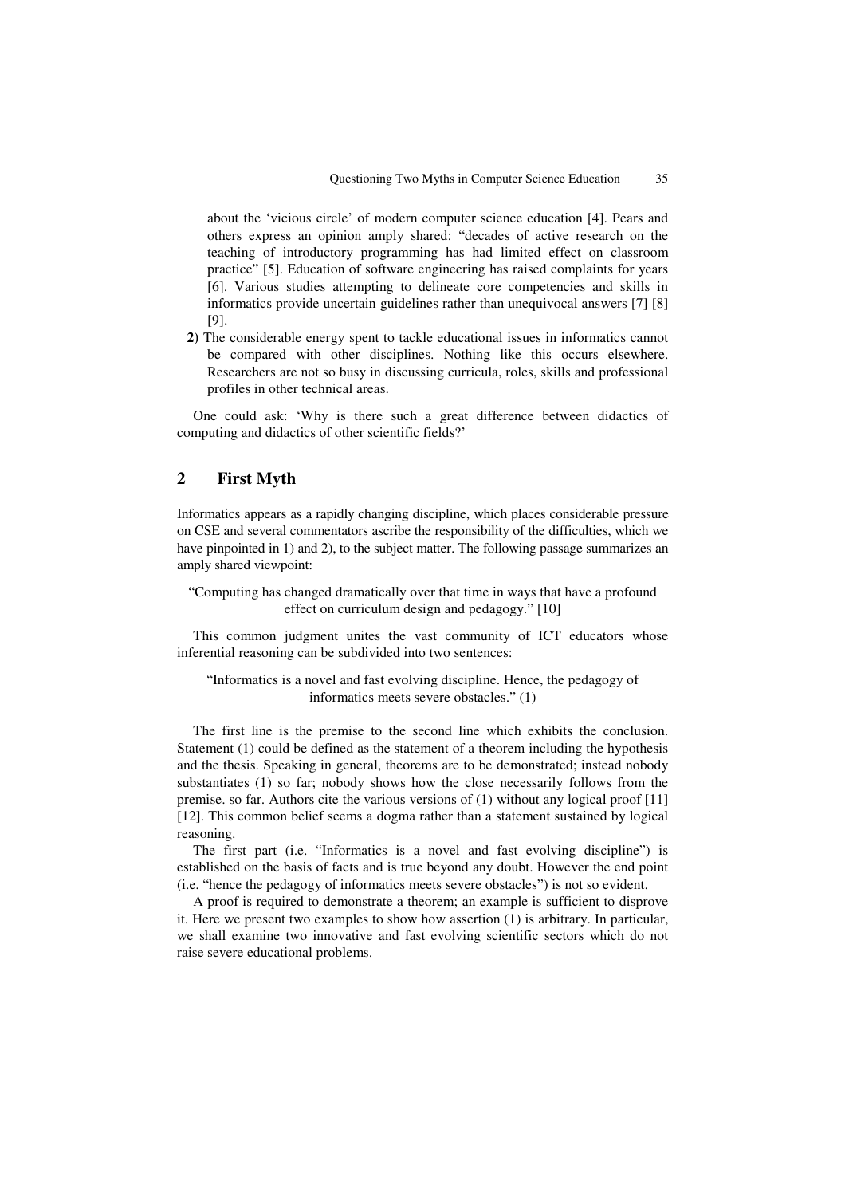about the 'vicious circle' of modern computer science education [4]. Pears and others express an opinion amply shared: "decades of active research on the teaching of introductory programming has had limited effect on classroom practice" [5]. Education of software engineering has raised complaints for years [6]. Various studies attempting to delineate core competencies and skills in informatics provide uncertain guidelines rather than unequivocal answers [7] [8] [9].

**2)** The considerable energy spent to tackle educational issues in informatics cannot be compared with other disciplines. Nothing like this occurs elsewhere. Researchers are not so busy in discussing curricula, roles, skills and professional profiles in other technical areas.

One could ask: 'Why is there such a great difference between didactics of computing and didactics of other scientific fields?'

## 2 First Myth

Informatics appears as a rapidly changing discipline, which places considerable pressure on CSE and several commentators ascribe the responsibility of the difficulties, which we have pinpointed in 1) and 2), to the subject matter. The following passage summarizes an amply shared viewpoint:

> "Computing has changed dramatically over that time in ways that have a profound effect on curriculum design and pedagogy." [10]

This common judgment unites the vast community of ICT educators whose inferential reasoning can be subdivided into two sentences:

> "Informatics is a novel and fast evolving discipline. Hence, the pedagogy of informatics meets severe obstacles." (1)

The first line is the premise to the second line which exhibits the conclusion. Statement (1) could be defined as the statement of a theorem including the hypothesis and the thesis. Speaking in general, theorems are to be demonstrated; instead nobody substantiates (1) so far; nobody shows how the close necessarily follows from the premise. so far. Authors cite the various versions of (1) without any logical proof [11] [12]. This common belief seems a dogma rather than a statement sustained by logical reasoning.

The first part (i.e. "Informatics is a novel and fast evolving discipline") is established on the basis of facts and is true beyond any doubt. However the end point (i.e. "hence the pedagogy of informatics meets severe obstacles") is not so evident.

A proof is required to demonstrate a theorem; an example is sufficient to disprove it. Here we present two examples to show how assertion (1) is arbitrary. In particular, we shall examine two innovative and fast evolving scientific sectors which do not raise severe educational problems.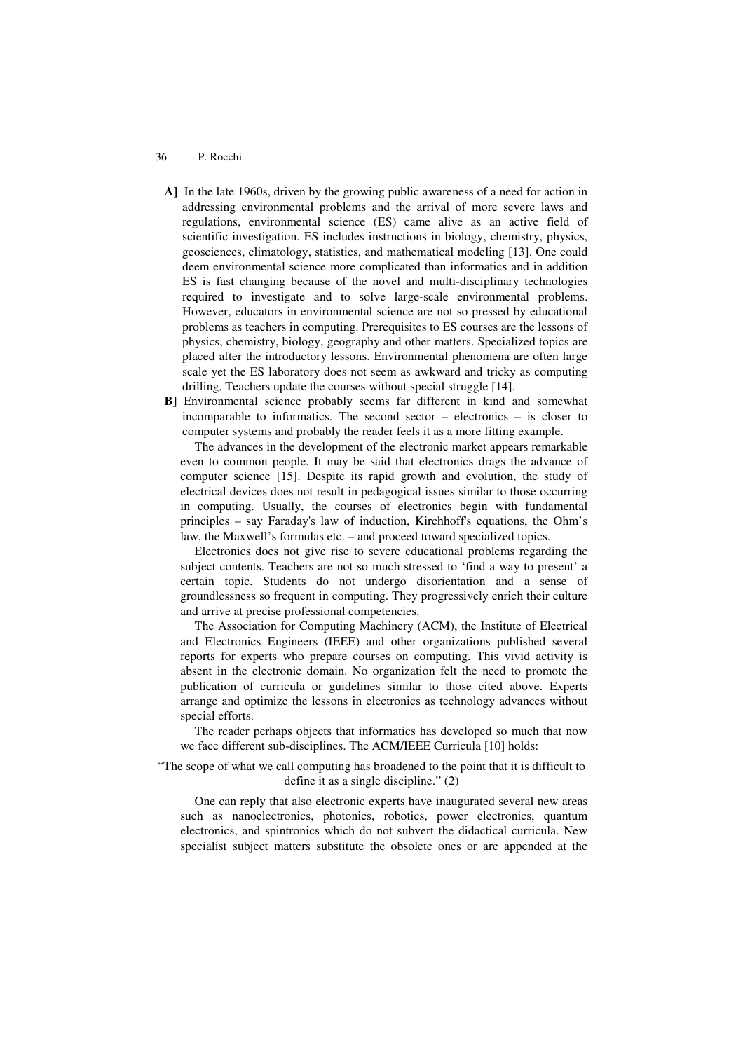**A]** In the late 1960s, driven by the growing public awareness of a need for action in addressing environmental problems and the arrival of more severe laws and regulations, environmental science (ES) came alive as an active field of scientific investigation. ES includes instructions in biology, chemistry, physics, geosciences, climatology, statistics, and mathematical modeling [13]. One could deem environmental science more complicated than informatics and in addition ES is fast changing because of the novel and multi-disciplinary technologies required to investigate and to solve large-scale environmental problems. However, educators in environmental science are not so pressed by educational problems as teachers in computing. Prerequisites to ES courses are the lessons of physics, chemistry, biology, geography and other matters. Specialized topics are placed after the introductory lessons. Environmental phenomena are often large scale yet the ES laboratory does not seem as awkward and tricky as computing drilling. Teachers update the courses without special struggle [14].

**B]** Environmental science probably seems far different in kind and somewhat incomparable to informatics. The second sector – electronics – is closer to computer systems and probably the reader feels it as a more fitting example.

The advances in the development of the electronic market appears remarkable even to common people. It may be said that electronics drags the advance of computer science [15]. Despite its rapid growth and evolution, the study of electrical devices does not result in pedagogical issues similar to those occurring in computing. Usually, the courses of electronics begin with fundamental principles – say Faraday's law of induction, Kirchhoff's equations, the Ohm's law, the Maxwell's formulas etc. – and proceed toward specialized topics.

Electronics does not give rise to severe educational problems regarding the subject contents. Teachers are not so much stressed to 'find a way to present' a certain topic. Students do not undergo disorientation and a sense of groundlessness so frequent in computing. They progressively enrich their culture and arrive at precise professional competencies.

The Association for Computing Machinery (ACM), the Institute of Electrical and Electronics Engineers (IEEE) and other organizations published several reports for experts who prepare courses on computing. This vivid activity is absent in the electronic domain. No organization felt the need to promote the publication of curricula or guidelines similar to those cited above. Experts arrange and optimize the lessons in electronics as technology advances without special efforts.

The reader perhaps objects that informatics has developed so much that now we face different sub-disciplines. The ACM/IEEE Curricula [10] holds:

"The scope of what we call computing has broadened to the point that it is difficult to define it as a single discipline." (2)

One can reply that also electronic experts have inaugurated several new areas such as nanoelectronics, photonics, robotics, power electronics, quantum electronics, and spintronics which do not subvert the didactical curricula. New specialist subject matters substitute the obsolete ones or are appended at the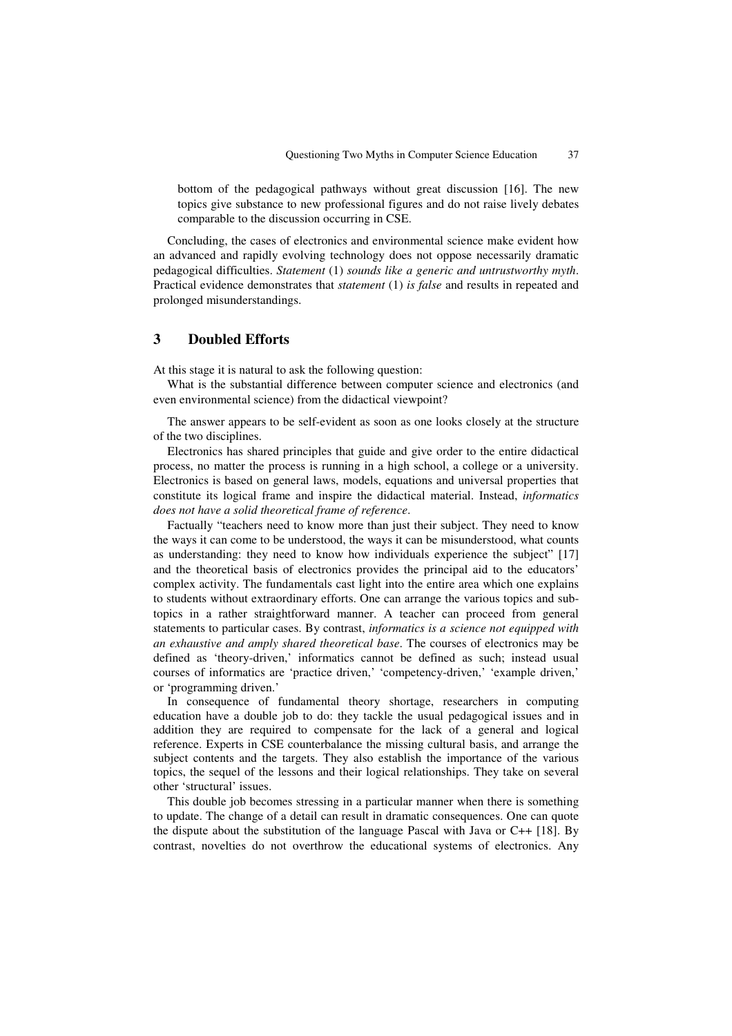bottom of the pedagogical pathways without great discussion [16]. The new topics give substance to new professional figures and do not raise lively debates comparable to the discussion occurring in CSE.

Concluding, the cases of electronics and environmental science make evident how an advanced and rapidly evolving technology does not oppose necessarily dramatic pedagogical difficulties. *Statement* (1) *sounds like a generic and untrustworthy myth*. Practical evidence demonstrates that *statement* (1) *is false* and results in repeated and prolonged misunderstandings.

## 3 Doubled Efforts

At this stage it is natural to ask the following question:

What is the substantial difference between computer science and electronics (and even environmental science) from the didactical viewpoint?

The answer appears to be self-evident as soon as one looks closely at the structure of the two disciplines.

Electronics has shared principles that guide and give order to the entire didactical process, no matter the process is running in a high school, a college or a university. Electronics is based on general laws, models, equations and universal properties that constitute its logical frame and inspire the didactical material. Instead, *informatics does not have a solid theoretical frame of reference*.

Factually "teachers need to know more than just their subject. They need to know the ways it can come to be understood, the ways it can be misunderstood, what counts as understanding: they need to know how individuals experience the subject" [17] and the theoretical basis of electronics provides the principal aid to the educators' complex activity. The fundamentals cast light into the entire area which one explains to students without extraordinary efforts. One can arrange the various topics and sub-topics in a rather straightforward manner. A teacher can proceed from general statements to particular cases. By contrast, *informatics is a science not equipped with an exhaustive and amply shared theoretical base*. The courses of electronics may be defined as 'theory-driven,' informatics cannot be defined as such; instead usual courses of informatics are 'practice driven,' 'competency-driven,' 'example driven,' or 'programming driven.'

In consequence of fundamental theory shortage, researchers in computing education have a double job to do: they tackle the usual pedagogical issues and in addition they are required to compensate for the lack of a general and logical reference. Experts in CSE counterbalance the missing cultural basis, and arrange the subject contents and the targets. They also establish the importance of the various topics, the sequel of the lessons and their logical relationships. They take on several other 'structural' issues.

This double job becomes stressing in a particular manner when there is something to update. The change of a detail can result in dramatic consequences. One can quote the dispute about the substitution of the language Pascal with Java or C++ [18]. By contrast, novelties do not overthrow the educational systems of electronics. Any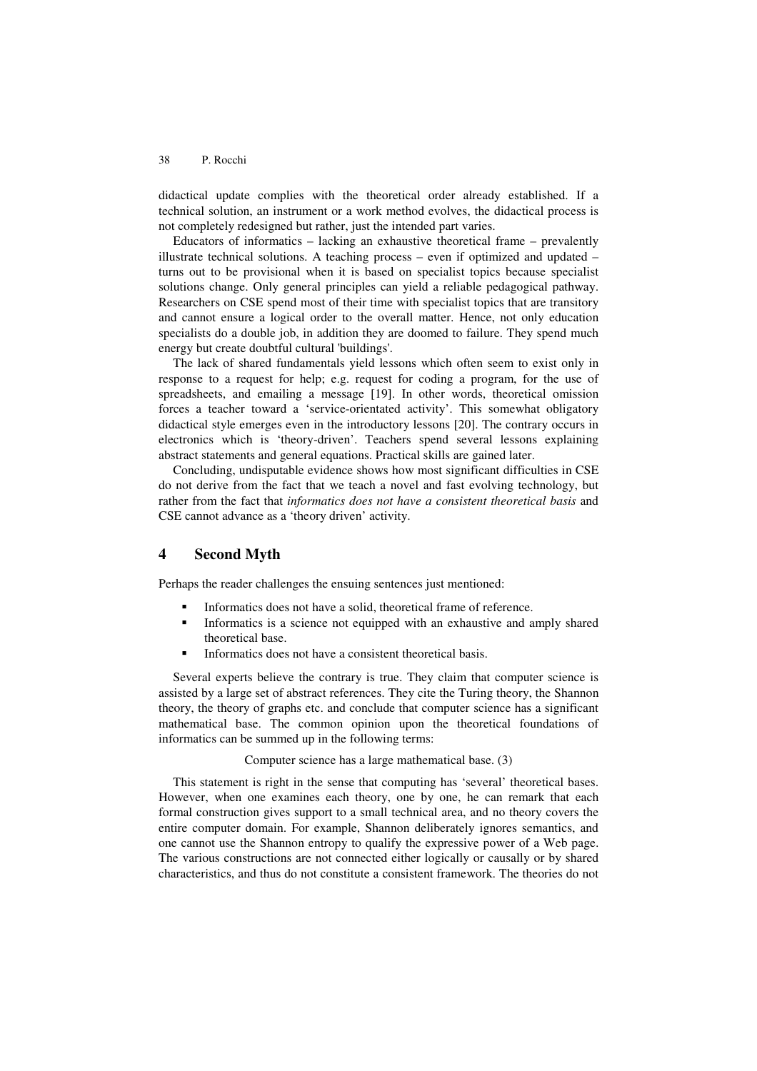didactical update complies with the theoretical order already established. If a technical solution, an instrument or a work method evolves, the didactical process is not completely redesigned but rather, just the intended part varies.

Educators of informatics – lacking an exhaustive theoretical frame – prevalently illustrate technical solutions. A teaching process – even if optimized and updated – turns out to be provisional when it is based on specialist topics because specialist solutions change. Only general principles can yield a reliable pedagogical pathway. Researchers on CSE spend most of their time with specialist topics that are transitory and cannot ensure a logical order to the overall matter. Hence, not only education specialists do a double job, in addition they are doomed to failure. They spend much energy but create doubtful cultural 'buildings'.

The lack of shared fundamentals yield lessons which often seem to exist only in response to a request for help; e.g. request for coding a program, for the use of spreadsheets, and emailing a message [19]. In other words, theoretical omission forces a teacher toward a 'service-orientated activity'. This somewhat obligatory didactical style emerges even in the introductory lessons [20]. The contrary occurs in electronics which is 'theory-driven'. Teachers spend several lessons explaining abstract statements and general equations. Practical skills are gained later.

Concluding, undisputable evidence shows how most significant difficulties in CSE do not derive from the fact that we teach a novel and fast evolving technology, but rather from the fact that *informatics does not have a consistent theoretical basis* and CSE cannot advance as a 'theory driven' activity.

## 4 Second Myth

Perhaps the reader challenges the ensuing sentences just mentioned:

- Informatics does not have a solid, theoretical frame of reference.
- Informatics is a science not equipped with an exhaustive and amply shared theoretical base.
- Informatics does not have a consistent theoretical basis.

Several experts believe the contrary is true. They claim that computer science is assisted by a large set of abstract references. They cite the Turing theory, the Shannon theory, the theory of graphs etc. and conclude that computer science has a significant mathematical base. The common opinion upon the theoretical foundations of informatics can be summed up in the following terms:

Computer science has a large mathematical base. (3)

This statement is right in the sense that computing has 'several' theoretical bases. However, when one examines each theory, one by one, he can remark that each formal construction gives support to a small technical area, and no theory covers the entire computer domain. For example, Shannon deliberately ignores semantics, and one cannot use the Shannon entropy to qualify the expressive power of a Web page. The various constructions are not connected either logically or causally or by shared characteristics, and thus do not constitute a consistent framework. The theories do not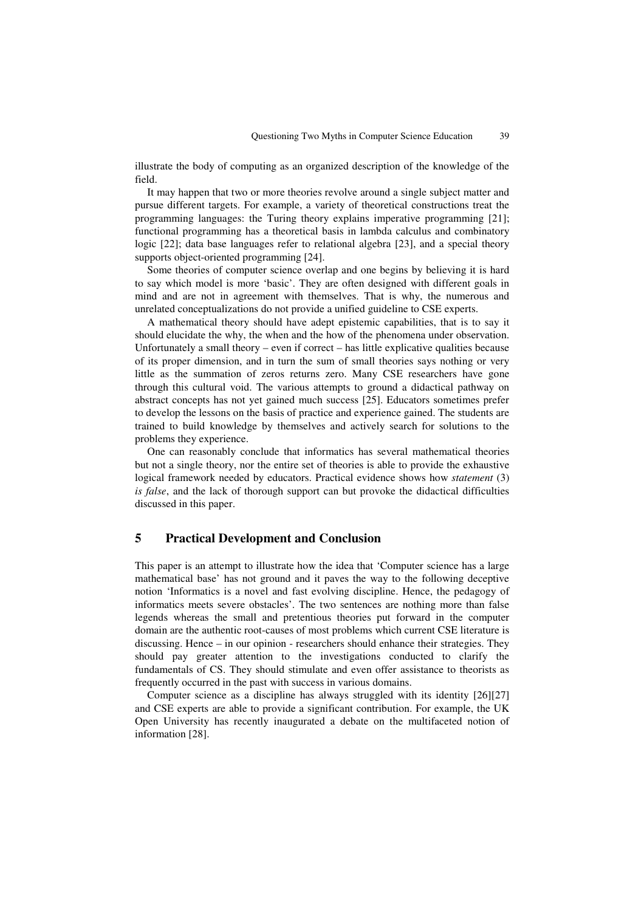illustrate the body of computing as an organized description of the knowledge of the field.

It may happen that two or more theories revolve around a single subject matter and pursue different targets. For example, a variety of theoretical constructions treat the programming languages: the Turing theory explains imperative programming [21]; functional programming has a theoretical basis in lambda calculus and combinatory logic [22]; data base languages refer to relational algebra [23], and a special theory supports object-oriented programming [24].

Some theories of computer science overlap and one begins by believing it is hard to say which model is more 'basic'. They are often designed with different goals in mind and are not in agreement with themselves. That is why, the numerous and unrelated conceptualizations do not provide a unified guideline to CSE experts.

A mathematical theory should have adept epistemic capabilities, that is to say it should elucidate the why, the when and the how of the phenomena under observation. Unfortunately a small theory – even if correct – has little explicative qualities because of its proper dimension, and in turn the sum of small theories says nothing or very little as the summation of zeros returns zero. Many CSE researchers have gone through this cultural void. The various attempts to ground a didactical pathway on abstract concepts has not yet gained much success [25]. Educators sometimes prefer to develop the lessons on the basis of practice and experience gained. The students are trained to build knowledge by themselves and actively search for solutions to the problems they experience.

One can reasonably conclude that informatics has several mathematical theories but not a single theory, nor the entire set of theories is able to provide the exhaustive logical framework needed by educators. Practical evidence shows how *statement* (3) *is false*, and the lack of thorough support can but provoke the didactical difficulties discussed in this paper.

## 5 Practical Development and Conclusion

This paper is an attempt to illustrate how the idea that 'Computer science has a large mathematical base' has not ground and it paves the way to the following deceptive notion 'Informatics is a novel and fast evolving discipline. Hence, the pedagogy of informatics meets severe obstacles'. The two sentences are nothing more than false legends whereas the small and pretentious theories put forward in the computer domain are the authentic root-causes of most problems which current CSE literature is discussing. Hence – in our opinion - researchers should enhance their strategies. They should pay greater attention to the investigations conducted to clarify the fundamentals of CS. They should stimulate and even offer assistance to theorists as frequently occurred in the past with success in various domains.

Computer science as a discipline has always struggled with its identity [26][27] and CSE experts are able to provide a significant contribution. For example, the UK Open University has recently inaugurated a debate on the multifaceted notion of information [28].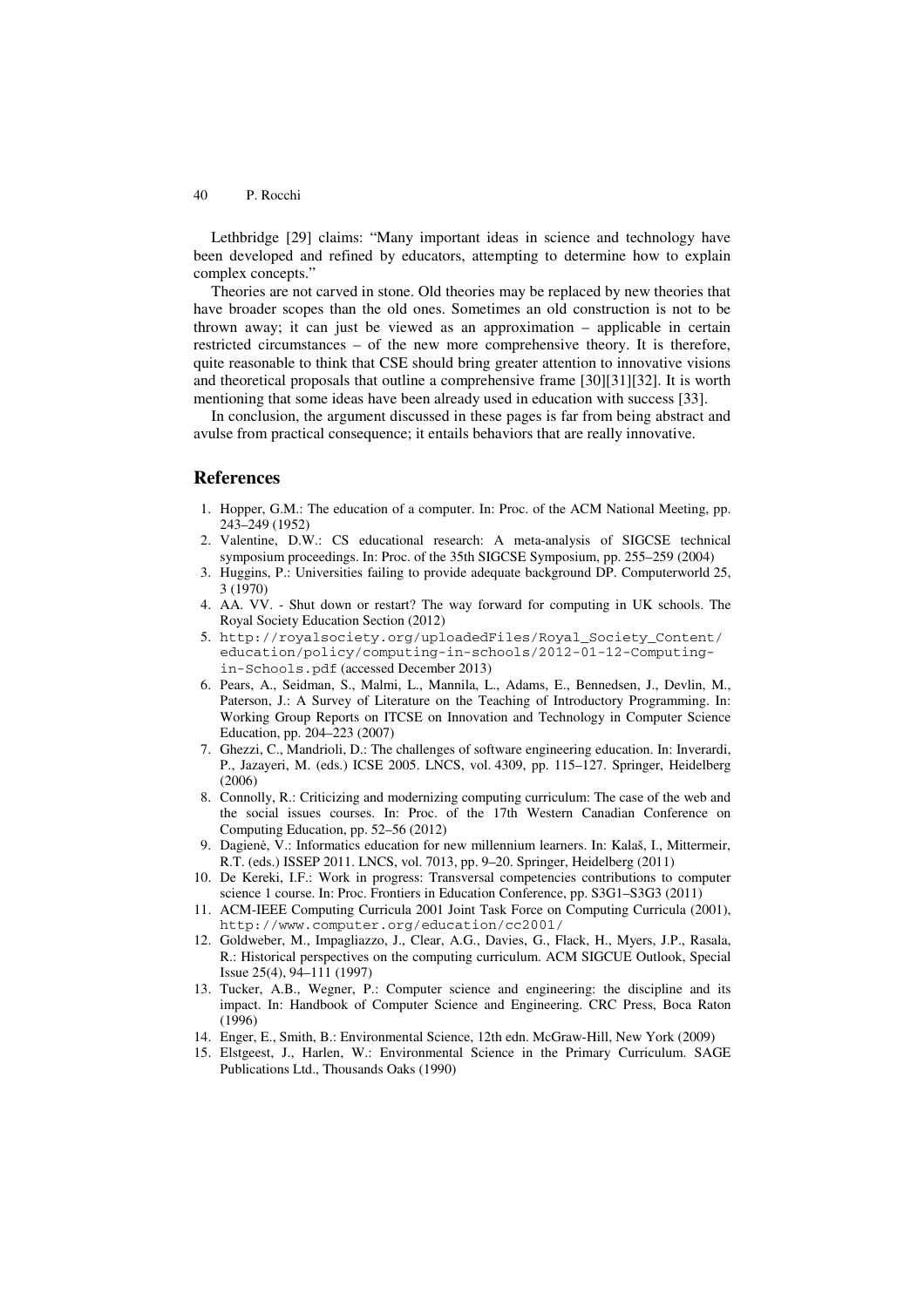Lethbridge [29] claims: "Many important ideas in science and technology have been developed and refined by educators, attempting to determine how to explain complex concepts."

Theories are not carved in stone. Old theories may be replaced by new theories that have broader scopes than the old ones. Sometimes an old construction is not to be thrown away; it can just be viewed as an approximation – applicable in certain restricted circumstances – of the new more comprehensive theory. It is therefore, quite reasonable to think that CSE should bring greater attention to innovative visions and theoretical proposals that outline a comprehensive frame [30][31][32]. It is worth mentioning that some ideas have been already used in education with success [33].

In conclusion, the argument discussed in these pages is far from being abstract and avulse from practical consequence; it entails behaviors that are really innovative.

## References

1. Hopper, G.M.: The education of a computer. In: Proc. of the ACM National Meeting, pp. 243–249 (1952)
2. Valentine, D.W.: CS educational research: A meta-analysis of SIGCSE technical symposium proceedings. In: Proc. of the 35th SIGCSE Symposium, pp. 255–259 (2004)
3. Huggins, P.: Universities failing to provide adequate background DP. Computerworld 25, 3 (1970)
4. AA. VV. - Shut down or restart? The way forward for computing in UK schools. The Royal Society Education Section (2012)
5. http://royalsociety.org/uploadedFiles/Royal_Society_Content/education/policy/computing-in-schools/2012-01-12-Computing-in-Schools.pdf (accessed December 2013)
6. Pears, A., Seidman, S., Malmi, L., Mannila, L., Adams, E., Bennedsen, J., Devlin, M., Paterson, J.: A Survey of Literature on the Teaching of Introductory Programming. In: Working Group Reports on ITCSE on Innovation and Technology in Computer Science Education, pp. 204–223 (2007)
7. Ghezzi, C., Mandrioli, D.: The challenges of software engineering education. In: Inverardi, P., Jazayeri, M. (eds.) ICSE 2005. LNCS, vol. 4309, pp. 115–127. Springer, Heidelberg (2006)
8. Connolly, R.: Criticizing and modernizing computing curriculum: The case of the web and the social issues courses. In: Proc. of the 17th Western Canadian Conference on Computing Education, pp. 52–56 (2012)
9. Dagienė, V.: Informatics education for new millennium learners. In: Kalaš, I., Mittermeir, R.T. (eds.) ISSEP 2011. LNCS, vol. 7013, pp. 9–20. Springer, Heidelberg (2011)
10. De Kereki, I.F.: Work in progress: Transversal competencies contributions to computer science 1 course. In: Proc. Frontiers in Education Conference, pp. S3G1–S3G3 (2011)
11. ACM-IEEE Computing Curricula 2001 Joint Task Force on Computing Curricula (2001), http://www.computer.org/education/cc2001/
12. Goldweber, M., Impagliazzo, J., Clear, A.G., Davies, G., Flack, H., Myers, J.P., Rasala, R.: Historical perspectives on the computing curriculum. ACM SIGCUE Outlook, Special Issue 25(4), 94–111 (1997)
13. Tucker, A.B., Wegner, P.: Computer science and engineering: the discipline and its impact. In: Handbook of Computer Science and Engineering. CRC Press, Boca Raton (1996)
14. Enger, E., Smith, B.: Environmental Science, 12th edn. McGraw-Hill, New York (2009)
15. Elstgeest, J., Harlen, W.: Environmental Science in the Primary Curriculum. SAGE Publications Ltd., Thousands Oaks (1990)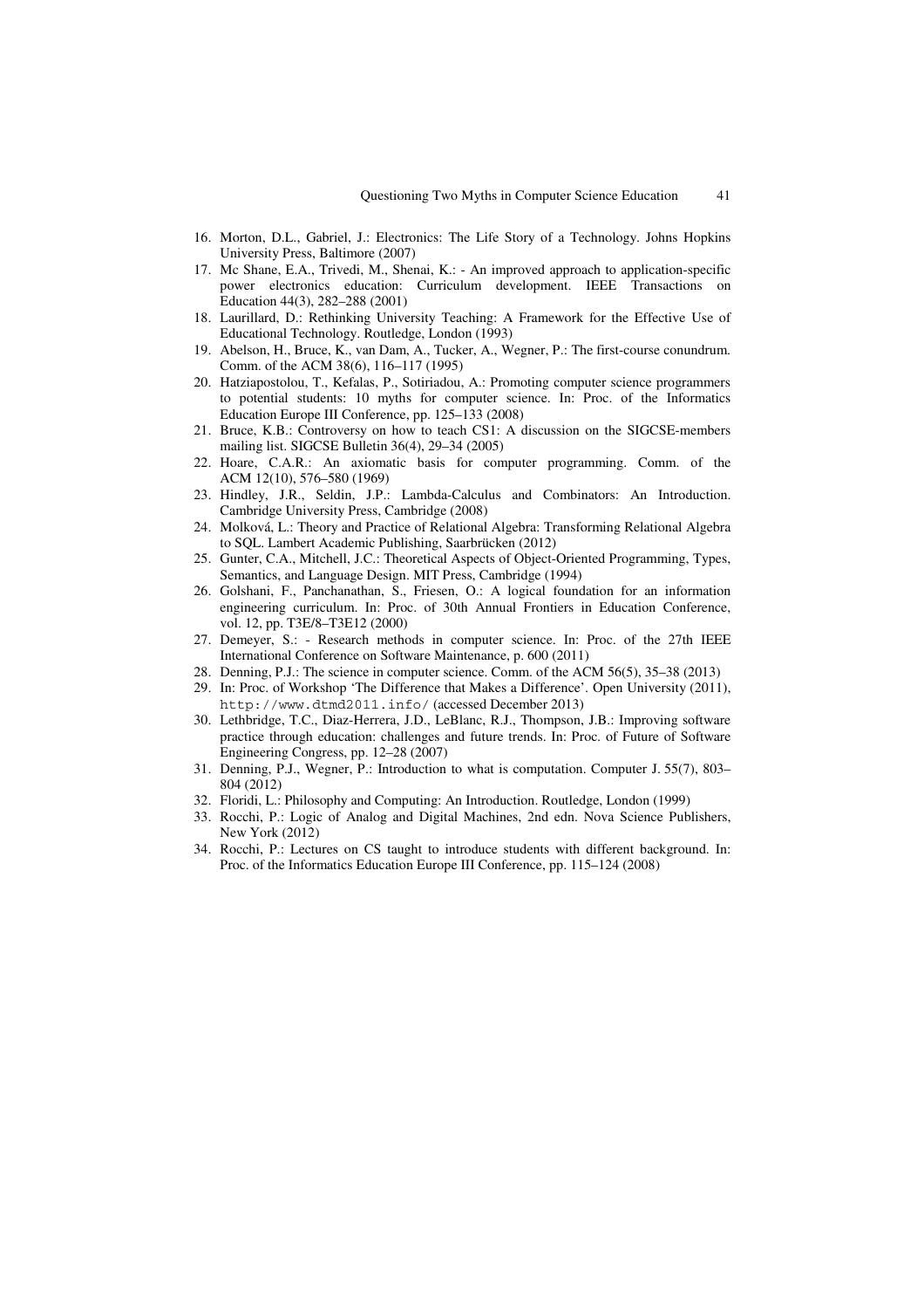16. Morton, D.L., Gabriel, J.: Electronics: The Life Story of a Technology. Johns Hopkins University Press, Baltimore (2007)
17. Mc Shane, E.A., Trivedi, M., Shenai, K.: - An improved approach to application-specific power electronics education: Curriculum development. IEEE Transactions on Education 44(3), 282–288 (2001)
18. Laurillard, D.: Rethinking University Teaching: A Framework for the Effective Use of Educational Technology. Routledge, London (1993)
19. Abelson, H., Bruce, K., van Dam, A., Tucker, A., Wegner, P.: The first-course conundrum. Comm. of the ACM 38(6), 116–117 (1995)
20. Hatziapostolou, T., Kefalas, P., Sotiriadou, A.: Promoting computer science programmers to potential students: 10 myths for computer science. In: Proc. of the Informatics Education Europe III Conference, pp. 125–133 (2008)
21. Bruce, K.B.: Controversy on how to teach CS1: A discussion on the SIGCSE-members mailing list. SIGCSE Bulletin 36(4), 29–34 (2005)
22. Hoare, C.A.R.: An axiomatic basis for computer programming. Comm. of the ACM 12(10), 576–580 (1969)
23. Hindley, J.R., Seldin, J.P.: Lambda-Calculus and Combinators: An Introduction. Cambridge University Press, Cambridge (2008)
24. Molková, L.: Theory and Practice of Relational Algebra: Transforming Relational Algebra to SQL. Lambert Academic Publishing, Saarbrücken (2012)
25. Gunter, C.A., Mitchell, J.C.: Theoretical Aspects of Object-Oriented Programming, Types, Semantics, and Language Design. MIT Press, Cambridge (1994)
26. Golshani, F., Panchanathan, S., Friesen, O.: A logical foundation for an information engineering curriculum. In: Proc. of 30th Annual Frontiers in Education Conference, vol. 12, pp. T3E/8–T3E12 (2000)
27. Demeyer, S.: - Research methods in computer science. In: Proc. of the 27th IEEE International Conference on Software Maintenance, p. 600 (2011)
28. Denning, P.J.: The science in computer science. Comm. of the ACM 56(5), 35–38 (2013)
29. In: Proc. of Workshop 'The Difference that Makes a Difference'. Open University (2011), http://www.dtmd2011.info/ (accessed December 2013)
30. Lethbridge, T.C., Diaz-Herrera, J.D., LeBlanc, R.J., Thompson, J.B.: Improving software practice through education: challenges and future trends. In: Proc. of Future of Software Engineering Congress, pp. 12–28 (2007)
31. Denning, P.J., Wegner, P.: Introduction to what is computation. Computer J. 55(7), 803–804 (2012)
32. Floridi, L.: Philosophy and Computing: An Introduction. Routledge, London (1999)
33. Rocchi, P.: Logic of Analog and Digital Machines, 2nd edn. Nova Science Publishers, New York (2012)
34. Rocchi, P.: Lectures on CS taught to introduce students with different background. In: Proc. of the Informatics Education Europe III Conference, pp. 115–124 (2008)